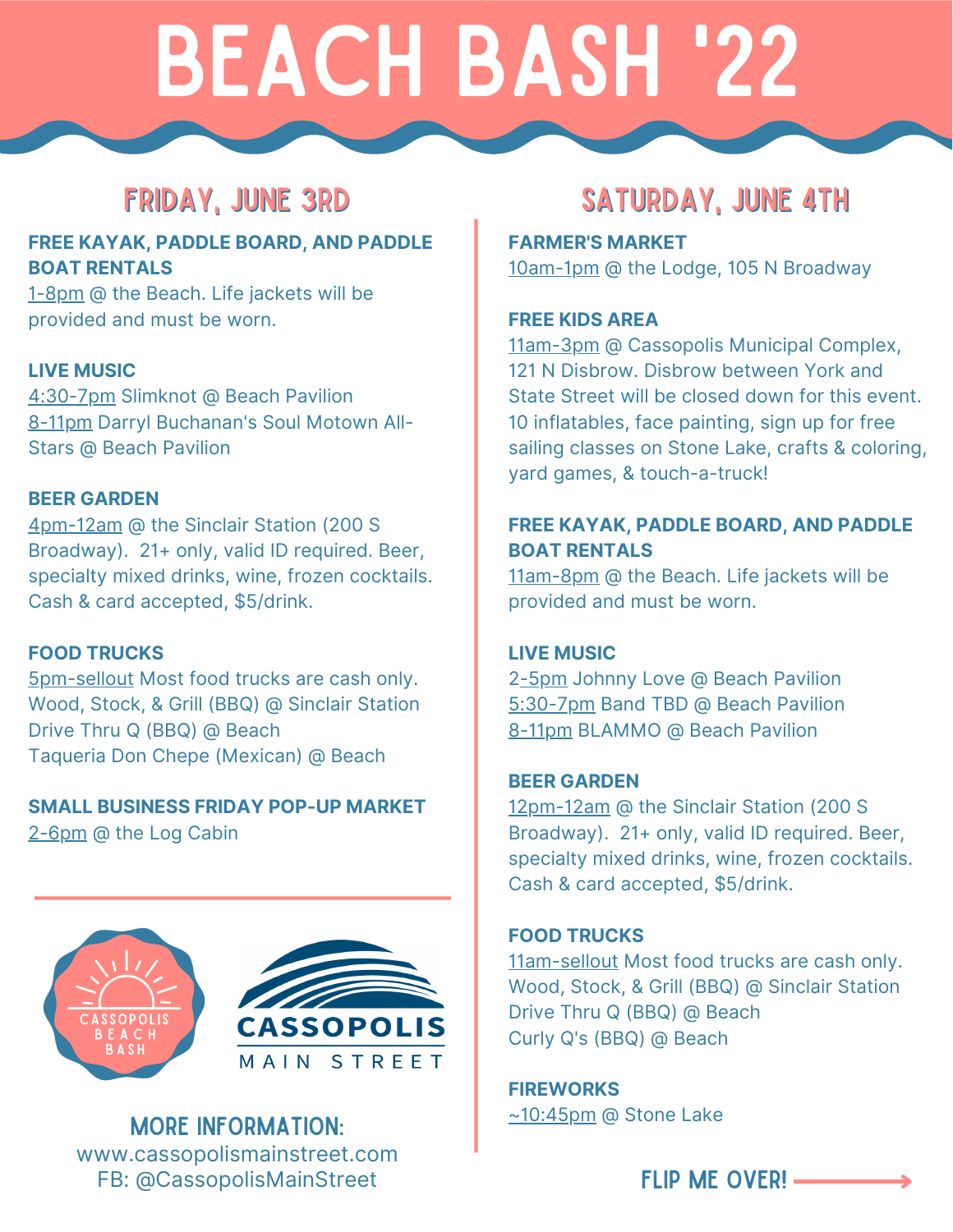# BEACH BASH '22

## FRIDAY, JUNE 3RD

**FREE KAYAK, PADDLE BOARD, AND PADDLE BOAT RENTALS**
1-8pm @ the Beach. Life jackets will be provided and must be worn.

**LIVE MUSIC**
4:30-7pm Slimknot @ Beach Pavilion
8-11pm Darryl Buchanan's Soul Motown All-Stars @ Beach Pavilion

**BEER GARDEN**
4pm-12am @ the Sinclair Station (200 S Broadway). 21+ only, valid ID required. Beer, specialty mixed drinks, wine, frozen cocktails. Cash & card accepted, $5/drink.

**FOOD TRUCKS**
5pm-sellout Most food trucks are cash only.
Wood, Stock, & Grill (BBQ) @ Sinclair Station
Drive Thru Q (BBQ) @ Beach
Taqueria Don Chepe (Mexican) @ Beach

**SMALL BUSINESS FRIDAY POP-UP MARKET**
2-6pm @ the Log Cabin

CASSOPOLIS BEACH BASH

CASSOPOLIS MAIN STREET

### MORE INFORMATION:
www.cassopolismainstreet.com
FB: @CassopolisMainStreet

## SATURDAY, JUNE 4TH

**FARMER'S MARKET**
10am-1pm @ the Lodge, 105 N Broadway

**FREE KIDS AREA**
11am-3pm @ Cassopolis Municipal Complex, 121 N Disbrow. Disbrow between York and State Street will be closed down for this event. 10 inflatables, face painting, sign up for free sailing classes on Stone Lake, crafts & coloring, yard games, & touch-a-truck!

**FREE KAYAK, PADDLE BOARD, AND PADDLE BOAT RENTALS**
11am-8pm @ the Beach. Life jackets will be provided and must be worn.

**LIVE MUSIC**
2-5pm Johnny Love @ Beach Pavilion
5:30-7pm Band TBD @ Beach Pavilion
8-11pm BLAMMO @ Beach Pavilion

**BEER GARDEN**
12pm-12am @ the Sinclair Station (200 S Broadway). 21+ only, valid ID required. Beer, specialty mixed drinks, wine, frozen cocktails. Cash & card accepted, $5/drink.

**FOOD TRUCKS**
11am-sellout Most food trucks are cash only.
Wood, Stock, & Grill (BBQ) @ Sinclair Station
Drive Thru Q (BBQ) @ Beach
Curly Q's (BBQ) @ Beach

**FIREWORKS**
~10:45pm @ Stone Lake

FLIP ME OVER! →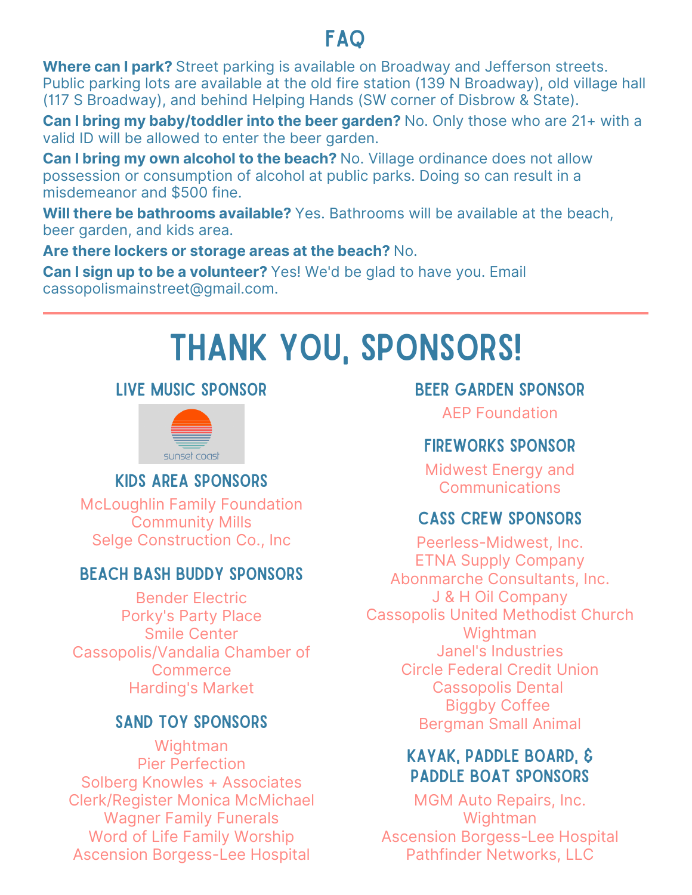# FAQ

**Where can I park?** Street parking is available on Broadway and Jefferson streets. Public parking lots are available at the old fire station (139 N Broadway), old village hall (117 S Broadway), and behind Helping Hands (SW corner of Disbrow & State).

**Can I bring my baby/toddler into the beer garden?** No. Only those who are 21+ with a valid ID will be allowed to enter the beer garden.

**Can I bring my own alcohol to the beach?** No. Village ordinance does not allow possession or consumption of alcohol at public parks. Doing so can result in a misdemeanor and $500 fine.

**Will there be bathrooms available?** Yes. Bathrooms will be available at the beach, beer garden, and kids area.

**Are there lockers or storage areas at the beach?** No.

**Can I sign up to be a volunteer?** Yes! We'd be glad to have you. Email cassopolismainstreet@gmail.com.

---

# THANK YOU, SPONSORS!

### LIVE MUSIC SPONSOR

sunset coast

### KIDS AREA SPONSORS

McLoughlin Family Foundation
Community Mills
Selge Construction Co., Inc

### BEACH BASH BUDDY SPONSORS

Bender Electric
Porky's Party Place
Smile Center
Cassopolis/Vandalia Chamber of Commerce
Harding's Market

### SAND TOY SPONSORS

Wightman
Pier Perfection
Solberg Knowles + Associates
Clerk/Register Monica McMichael
Wagner Family Funerals
Word of Life Family Worship
Ascension Borgess-Lee Hospital

### BEER GARDEN SPONSOR

AEP Foundation

### FIREWORKS SPONSOR

Midwest Energy and Communications

### CASS CREW SPONSORS

Peerless-Midwest, Inc.
ETNA Supply Company
Abonmarche Consultants, Inc.
J & H Oil Company
Cassopolis United Methodist Church
Wightman
Janel's Industries
Circle Federal Credit Union
Cassopolis Dental
Biggby Coffee
Bergman Small Animal

### KAYAK, PADDLE BOARD, & PADDLE BOAT SPONSORS

MGM Auto Repairs, Inc.
Wightman
Ascension Borgess-Lee Hospital
Pathfinder Networks, LLC